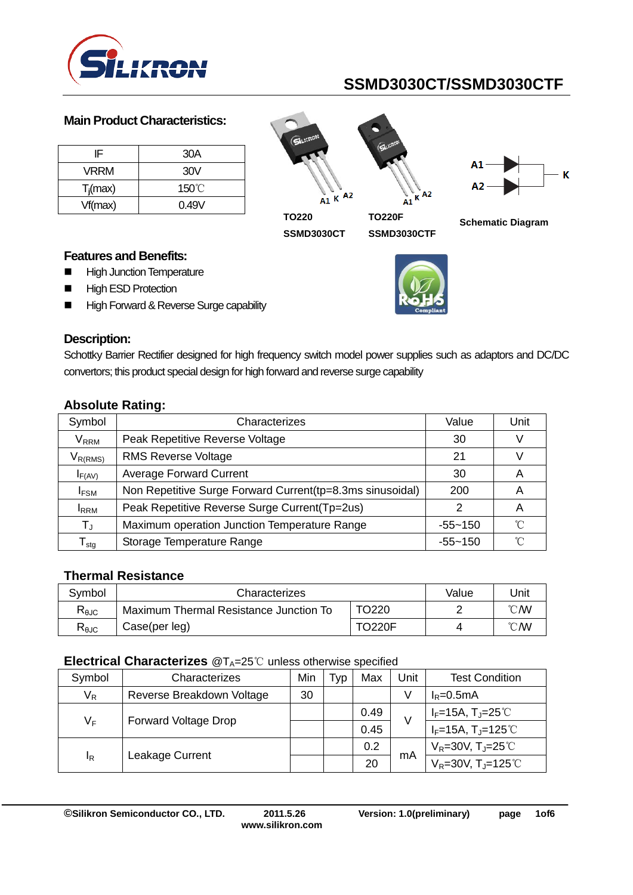# SSMD3030CT/SSMD3030CTF

## Main Product Characteristics:

| IF | 30A |
|---|---|
| VRRM | 30V |
| $T_j$(max) | 150℃ |
| Vf(max) | 0.49V |

TO220 SSMD3030CT

TO220F SSMD3030CTF

Schematic Diagram

## Features and Benefits:

- High Junction Temperature
- High ESD Protection
- High Forward & Reverse Surge capability

## Description:

Schottky Barrier Rectifier designed for high frequency switch model power supplies such as adaptors and DC/DC convertors; this product special design for high forward and reverse surge capability

## Absolute Rating:

| Symbol | Characterizes | Value | Unit |
|---|---|---|---|
| $V_{RRM}$ | Peak Repetitive Reverse Voltage | 30 | V |
| $V_{R(RMS)}$ | RMS Reverse Voltage | 21 | V |
| $I_{F(AV)}$ | Average Forward Current | 30 | A |
| $I_{FSM}$ | Non Repetitive Surge Forward Current(tp=8.3ms sinusoidal) | 200 | A |
| $I_{RRM}$ | Peak Repetitive Reverse Surge Current(Tp=2us) | 2 | A |
| $T_J$ | Maximum operation Junction Temperature Range | -55~150 | ℃ |
| $T_{stg}$ | Storage Temperature Range | -55~150 | ℃ |

## Thermal Resistance

| Symbol | Characterizes | | Value | Unit |
|---|---|---|---|---|
| $R_{\theta JC}$ | Maximum Thermal Resistance Junction To Case(per leg) | TO220 | 2 | ℃/W |
| $R_{\theta JC}$ | | TO220F | 4 | ℃/W |

## Electrical Characterizes @$T_A$=25℃ unless otherwise specified

| Symbol | Characterizes | Min | Typ | Max | Unit | Test Condition |
|---|---|---|---|---|---|---|
| $V_R$ | Reverse Breakdown Voltage | 30 | | | V | $I_R$=0.5mA |
| $V_F$ | Forward Voltage Drop | | | 0.49 | V | $I_F$=15A, $T_J$=25℃ |
| | | | | 0.45 | | $I_F$=15A, $T_J$=125℃ |
| $I_R$ | Leakage Current | | | 0.2 | mA | $V_R$=30V, $T_J$=25℃ |
| | | | | 20 | | $V_R$=30V, $T_J$=125℃ |

©Silikron Semiconductor CO., LTD. 2011.5.26 www.silikron.com Version: 1.0(preliminary)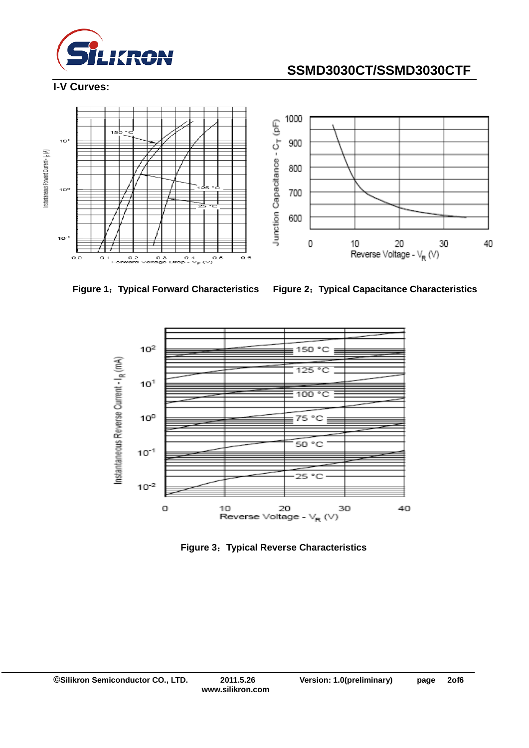## I-V Curves:

Figure 1：Typical Forward Characteristics

Figure 2：Typical Capacitance Characteristics

Figure 3：Typical Reverse Characteristics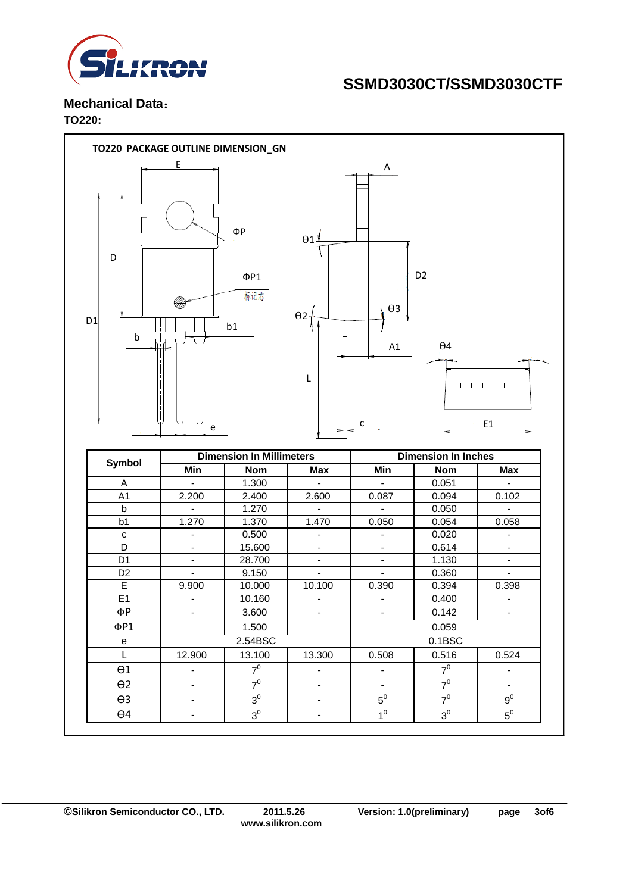## Mechanical Data：

### TO220:

TO220 PACKAGE OUTLINE DIMENSION_GN

| Symbol | Dimension In Millimeters | | | Dimension In Inches | | |
|---|---|---|---|---|---|---|
| | Min | Nom | Max | Min | Nom | Max |
| A | - | 1.300 | - | - | 0.051 | - |
| A1 | 2.200 | 2.400 | 2.600 | 0.087 | 0.094 | 0.102 |
| b | - | 1.270 | - | - | 0.050 | - |
| b1 | 1.270 | 1.370 | 1.470 | 0.050 | 0.054 | 0.058 |
| c | - | 0.500 | - | - | 0.020 | - |
| D | - | 15.600 | - | - | 0.614 | - |
| D1 | - | 28.700 | - | - | 1.130 | - |
| D2 | - | 9.150 | - | - | 0.360 | - |
| E | 9.900 | 10.000 | 10.100 | 0.390 | 0.394 | 0.398 |
| E1 | - | 10.160 | - | - | 0.400 | - |
| ΦP | - | 3.600 | - | - | 0.142 | - |
| ΦP1 | | 1.500 | | | 0.059 | |
| e | | 2.54BSC | | | 0.1BSC | |
| L | 12.900 | 13.100 | 13.300 | 0.508 | 0.516 | 0.524 |
| Θ1 | - | $7^0$ | - | - | $7^0$ | - |
| Θ2 | - | $7^0$ | - | - | $7^0$ | - |
| Θ3 | - | $3^0$ | - | $5^0$ | $7^0$ | $9^0$ |
| Θ4 | - | $3^0$ | - | $1^0$ | $3^0$ | $5^0$ |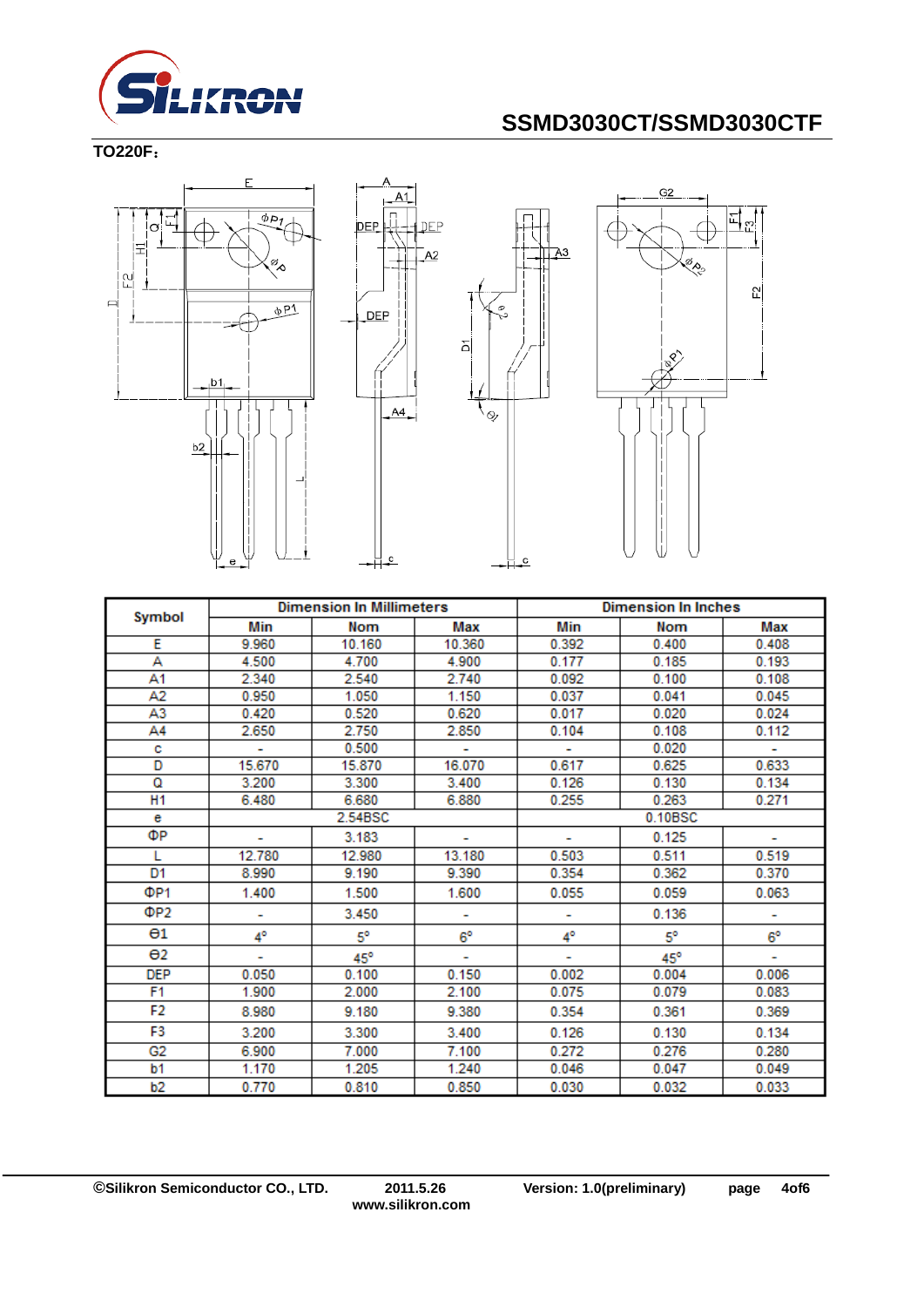**TO220F：**

| Symbol | Dimension In Millimeters | | | Dimension In Inches | | |
|---|---|---|---|---|---|---|
| | Min | Nom | Max | Min | Nom | Max |
| E | 9.960 | 10.160 | 10.360 | 0.392 | 0.400 | 0.408 |
| A | 4.500 | 4.700 | 4.900 | 0.177 | 0.185 | 0.193 |
| A1 | 2.340 | 2.540 | 2.740 | 0.092 | 0.100 | 0.108 |
| A2 | 0.950 | 1.050 | 1.150 | 0.037 | 0.041 | 0.045 |
| A3 | 0.420 | 0.520 | 0.620 | 0.017 | 0.020 | 0.024 |
| A4 | 2.650 | 2.750 | 2.850 | 0.104 | 0.108 | 0.112 |
| c | - | 0.500 | - | - | 0.020 | - |
| D | 15.670 | 15.870 | 16.070 | 0.617 | 0.625 | 0.633 |
| Q | 3.200 | 3.300 | 3.400 | 0.126 | 0.130 | 0.134 |
| H1 | 6.480 | 6.680 | 6.880 | 0.255 | 0.263 | 0.271 |
| e | | 2.54BSC | | | 0.10BSC | |
| ΦP | - | 3.183 | - | - | 0.125 | - |
| L | 12.780 | 12.980 | 13.180 | 0.503 | 0.511 | 0.519 |
| D1 | 8.990 | 9.190 | 9.390 | 0.354 | 0.362 | 0.370 |
| ΦP1 | 1.400 | 1.500 | 1.600 | 0.055 | 0.059 | 0.063 |
| ΦP2 | - | 3.450 | - | - | 0.136 | - |
| θ1 | 4° | 5° | 6° | 4° | 5° | 6° |
| θ2 | - | 45° | - | - | 45° | - |
| DEP | 0.050 | 0.100 | 0.150 | 0.002 | 0.004 | 0.006 |
| F1 | 1.900 | 2.000 | 2.100 | 0.075 | 0.079 | 0.083 |
| F2 | 8.980 | 9.180 | 9.380 | 0.354 | 0.361 | 0.369 |
| F3 | 3.200 | 3.300 | 3.400 | 0.126 | 0.130 | 0.134 |
| G2 | 6.900 | 7.000 | 7.100 | 0.272 | 0.276 | 0.280 |
| b1 | 1.170 | 1.205 | 1.240 | 0.046 | 0.047 | 0.049 |
| b2 | 0.770 | 0.810 | 0.850 | 0.030 | 0.032 | 0.033 |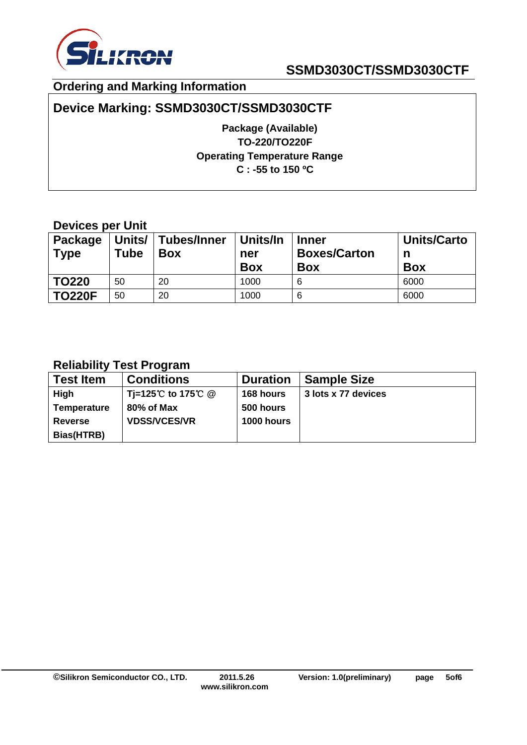## Ordering and Marking Information

**Device Marking: SSMD3030CT/SSMD3030CTF**

**Package (Available)**
**TO-220/TO220F**
**Operating Temperature Range**
**C : -55 to 150 ºC**

### Devices per Unit

| Package Type | Units/ Tube | Tubes/Inner Box | Units/Inner Box | Inner Boxes/Carton Box | Units/Carton Box |
|---|---|---|---|---|---|
| **TO220** | 50 | 20 | 1000 | 6 | 6000 |
| **TO220F** | 50 | 20 | 1000 | 6 | 6000 |

### Reliability Test Program

| Test Item | Conditions | Duration | Sample Size |
|---|---|---|---|
| **High Temperature Reverse Bias(HTRB)** | **Tj=125℃ to 175℃ @ 80% of Max VDSS/VCES/VR** | **168 hours**<br>**500 hours**<br>**1000 hours** | **3 lots x 77 devices** |

©Silikron Semiconductor CO., LTD. 2011.5.26 www.silikron.com Version: 1.0(preliminary)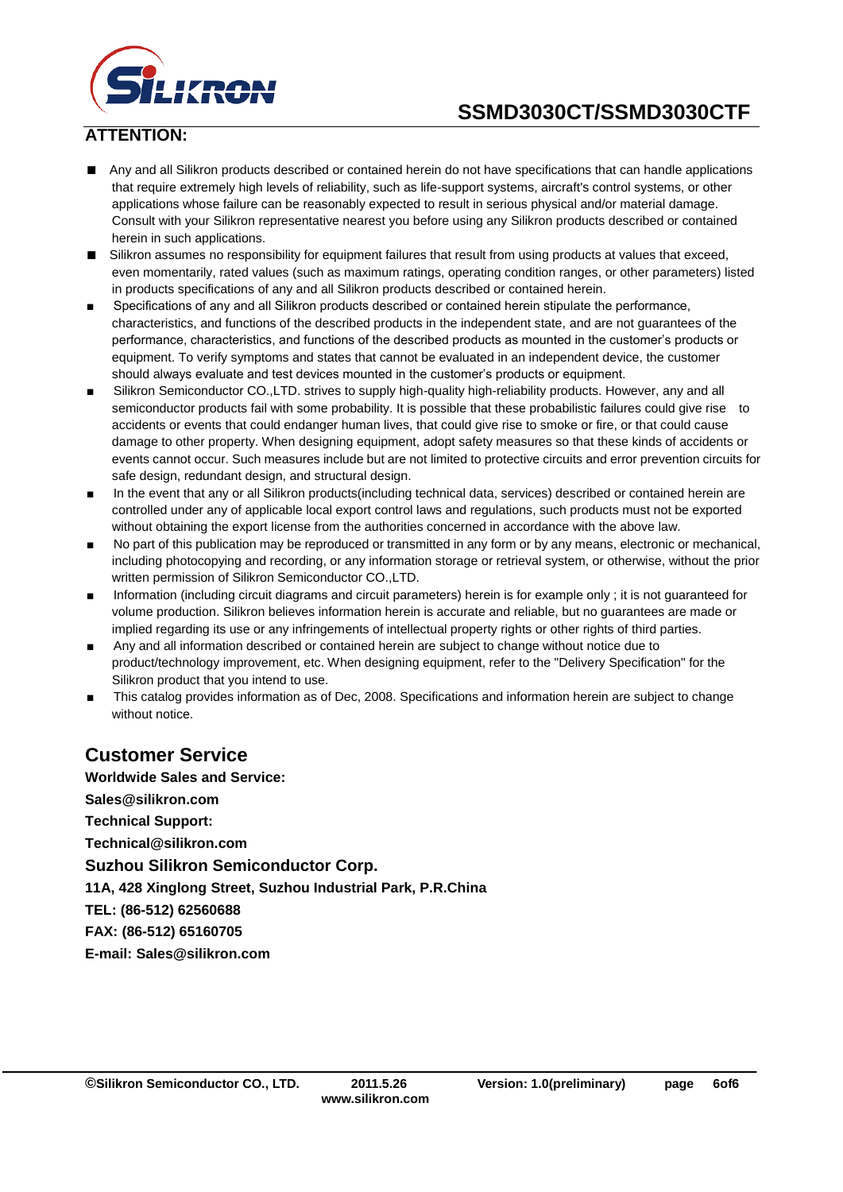## ATTENTION:

- Any and all Silikron products described or contained herein do not have specifications that can handle applications that require extremely high levels of reliability, such as life-support systems, aircraft's control systems, or other applications whose failure can be reasonably expected to result in serious physical and/or material damage. Consult with your Silikron representative nearest you before using any Silikron products described or contained herein in such applications.
- Silikron assumes no responsibility for equipment failures that result from using products at values that exceed, even momentarily, rated values (such as maximum ratings, operating condition ranges, or other parameters) listed in products specifications of any and all Silikron products described or contained herein.
- Specifications of any and all Silikron products described or contained herein stipulate the performance, characteristics, and functions of the described products in the independent state, and are not guarantees of the performance, characteristics, and functions of the described products as mounted in the customer's products or equipment. To verify symptoms and states that cannot be evaluated in an independent device, the customer should always evaluate and test devices mounted in the customer's products or equipment.
- Silikron Semiconductor CO.,LTD. strives to supply high-quality high-reliability products. However, any and all semiconductor products fail with some probability. It is possible that these probabilistic failures could give rise to accidents or events that could endanger human lives, that could give rise to smoke or fire, or that could cause damage to other property. When designing equipment, adopt safety measures so that these kinds of accidents or events cannot occur. Such measures include but are not limited to protective circuits and error prevention circuits for safe design, redundant design, and structural design.
- In the event that any or all Silikron products(including technical data, services) described or contained herein are controlled under any of applicable local export control laws and regulations, such products must not be exported without obtaining the export license from the authorities concerned in accordance with the above law.
- No part of this publication may be reproduced or transmitted in any form or by any means, electronic or mechanical, including photocopying and recording, or any information storage or retrieval system, or otherwise, without the prior written permission of Silikron Semiconductor CO.,LTD.
- Information (including circuit diagrams and circuit parameters) herein is for example only ; it is not guaranteed for volume production. Silikron believes information herein is accurate and reliable, but no guarantees are made or implied regarding its use or any infringements of intellectual property rights or other rights of third parties.
- Any and all information described or contained herein are subject to change without notice due to product/technology improvement, etc. When designing equipment, refer to the "Delivery Specification" for the Silikron product that you intend to use.
- This catalog provides information as of Dec, 2008. Specifications and information herein are subject to change without notice.

## Customer Service

**Worldwide Sales and Service:**

**Sales@silikron.com**

**Technical Support:**

**Technical@silikron.com**

### Suzhou Silikron Semiconductor Corp.

**11A, 428 Xinglong Street, Suzhou Industrial Park, P.R.China**

**TEL: (86-512) 62560688**

**FAX: (86-512) 65160705**

**E-mail: Sales@silikron.com**